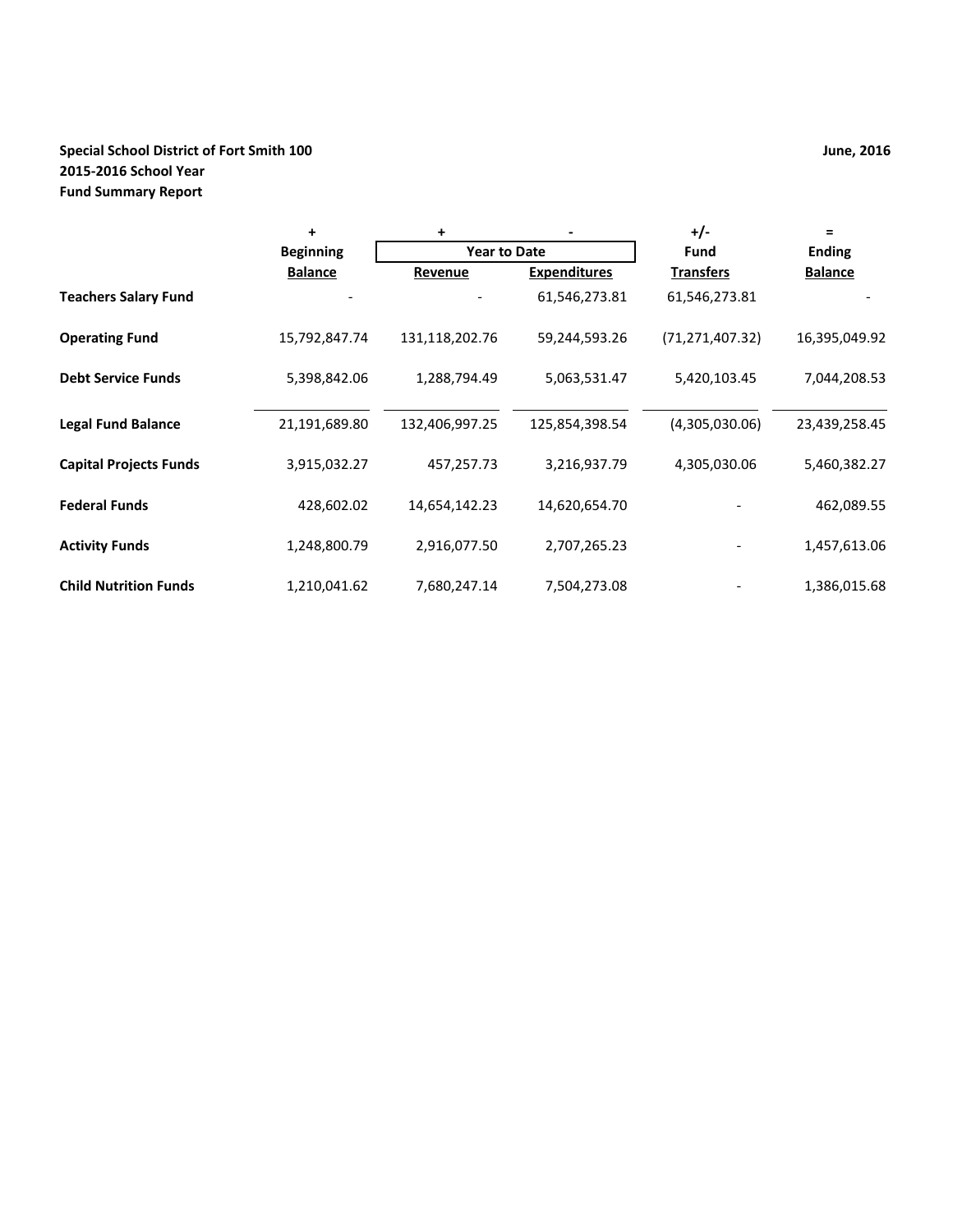**Special School District of Fort Smith 100**
**2015-2016 School Year**
**Fund Summary Report**

June, 2016

| | + | + | - | +/- | = |
|---|---|---|---|---|---|
| | **Beginning** | **Year to Date** | | **Fund** | **Ending** |
| | **Balance** | **Revenue** | **Expenditures** | **Transfers** | **Balance** |
| **Teachers Salary Fund** | - | - | 61,546,273.81 | 61,546,273.81 | - |
| **Operating Fund** | 15,792,847.74 | 131,118,202.76 | 59,244,593.26 | (71,271,407.32) | 16,395,049.92 |
| **Debt Service Funds** | 5,398,842.06 | 1,288,794.49 | 5,063,531.47 | 5,420,103.45 | 7,044,208.53 |
| **Legal Fund Balance** | 21,191,689.80 | 132,406,997.25 | 125,854,398.54 | (4,305,030.06) | 23,439,258.45 |
| **Capital Projects Funds** | 3,915,032.27 | 457,257.73 | 3,216,937.79 | 4,305,030.06 | 5,460,382.27 |
| **Federal Funds** | 428,602.02 | 14,654,142.23 | 14,620,654.70 | - | 462,089.55 |
| **Activity Funds** | 1,248,800.79 | 2,916,077.50 | 2,707,265.23 | - | 1,457,613.06 |
| **Child Nutrition Funds** | 1,210,041.62 | 7,680,247.14 | 7,504,273.08 | - | 1,386,015.68 |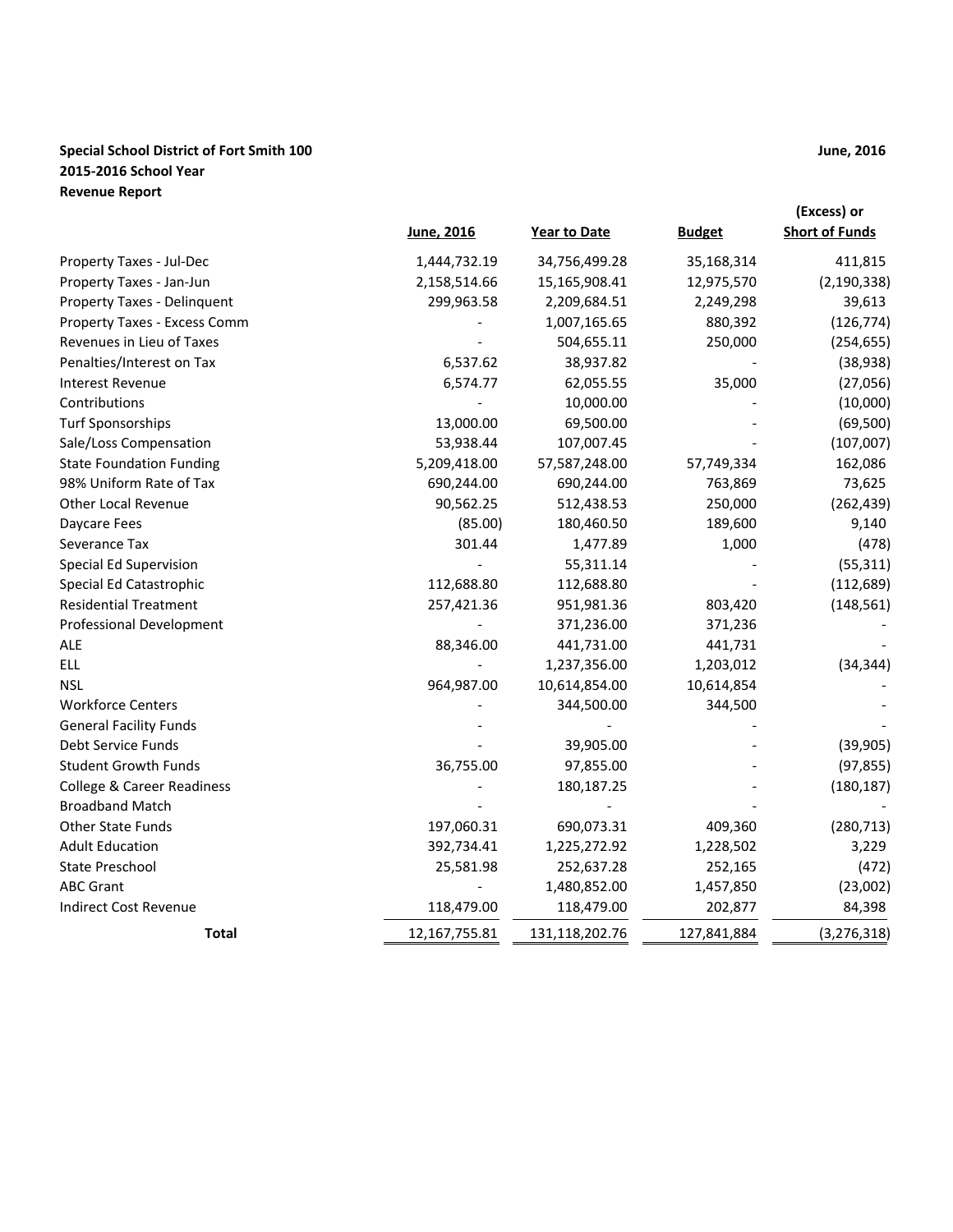**Special School District of Fort Smith 100**
**2015-2016 School Year**
**Revenue Report**

**June, 2016**

| | June, 2016 | Year to Date | Budget | (Excess) or Short of Funds |
|---|---|---|---|---|
| Property Taxes - Jul-Dec | 1,444,732.19 | 34,756,499.28 | 35,168,314 | 411,815 |
| Property Taxes - Jan-Jun | 2,158,514.66 | 15,165,908.41 | 12,975,570 | (2,190,338) |
| Property Taxes - Delinquent | 299,963.58 | 2,209,684.51 | 2,249,298 | 39,613 |
| Property Taxes - Excess Comm | - | 1,007,165.65 | 880,392 | (126,774) |
| Revenues in Lieu of Taxes | - | 504,655.11 | 250,000 | (254,655) |
| Penalties/Interest on Tax | 6,537.62 | 38,937.82 | - | (38,938) |
| Interest Revenue | 6,574.77 | 62,055.55 | 35,000 | (27,056) |
| Contributions | - | 10,000.00 | - | (10,000) |
| Turf Sponsorships | 13,000.00 | 69,500.00 | - | (69,500) |
| Sale/Loss Compensation | 53,938.44 | 107,007.45 | - | (107,007) |
| State Foundation Funding | 5,209,418.00 | 57,587,248.00 | 57,749,334 | 162,086 |
| 98% Uniform Rate of Tax | 690,244.00 | 690,244.00 | 763,869 | 73,625 |
| Other Local Revenue | 90,562.25 | 512,438.53 | 250,000 | (262,439) |
| Daycare Fees | (85.00) | 180,460.50 | 189,600 | 9,140 |
| Severance Tax | 301.44 | 1,477.89 | 1,000 | (478) |
| Special Ed Supervision | - | 55,311.14 | - | (55,311) |
| Special Ed Catastrophic | 112,688.80 | 112,688.80 | - | (112,689) |
| Residential Treatment | 257,421.36 | 951,981.36 | 803,420 | (148,561) |
| Professional Development | - | 371,236.00 | 371,236 | - |
| ALE | 88,346.00 | 441,731.00 | 441,731 | - |
| ELL | - | 1,237,356.00 | 1,203,012 | (34,344) |
| NSL | 964,987.00 | 10,614,854.00 | 10,614,854 | - |
| Workforce Centers | - | 344,500.00 | 344,500 | - |
| General Facility Funds | - | - | - | - |
| Debt Service Funds | - | 39,905.00 | - | (39,905) |
| Student Growth Funds | 36,755.00 | 97,855.00 | - | (97,855) |
| College & Career Readiness | - | 180,187.25 | - | (180,187) |
| Broadband Match | - | - | - | - |
| Other State Funds | 197,060.31 | 690,073.31 | 409,360 | (280,713) |
| Adult Education | 392,734.41 | 1,225,272.92 | 1,228,502 | 3,229 |
| State Preschool | 25,581.98 | 252,637.28 | 252,165 | (472) |
| ABC Grant | - | 1,480,852.00 | 1,457,850 | (23,002) |
| Indirect Cost Revenue | 118,479.00 | 118,479.00 | 202,877 | 84,398 |
| **Total** | 12,167,755.81 | 131,118,202.76 | 127,841,884 | (3,276,318) |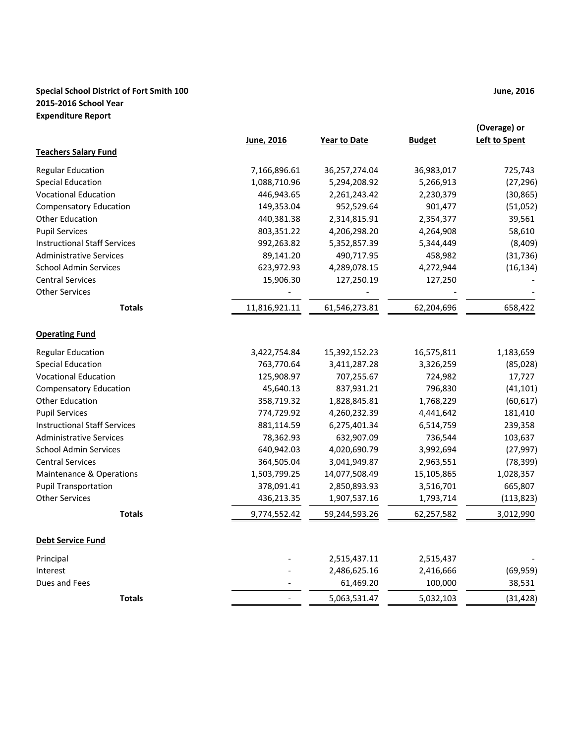**Special School District of Fort Smith 100** **June, 2016**
**2015-2016 School Year**
**Expenditure Report**

| | June, 2016 | Year to Date | Budget | (Overage) or Left to Spent |
|---|---|---|---|---|
| **Teachers Salary Fund** | | | | |
| Regular Education | 7,166,896.61 | 36,257,274.04 | 36,983,017 | 725,743 |
| Special Education | 1,088,710.96 | 5,294,208.92 | 5,266,913 | (27,296) |
| Vocational Education | 446,943.65 | 2,261,243.42 | 2,230,379 | (30,865) |
| Compensatory Education | 149,353.04 | 952,529.64 | 901,477 | (51,052) |
| Other Education | 440,381.38 | 2,314,815.91 | 2,354,377 | 39,561 |
| Pupil Services | 803,351.22 | 4,206,298.20 | 4,264,908 | 58,610 |
| Instructional Staff Services | 992,263.82 | 5,352,857.39 | 5,344,449 | (8,409) |
| Administrative Services | 89,141.20 | 490,717.95 | 458,982 | (31,736) |
| School Admin Services | 623,972.93 | 4,289,078.15 | 4,272,944 | (16,134) |
| Central Services | 15,906.30 | 127,250.19 | 127,250 | - |
| Other Services | - | - | - | - |
| **Totals** | 11,816,921.11 | 61,546,273.81 | 62,204,696 | 658,422 |
| **Operating Fund** | | | | |
| Regular Education | 3,422,754.84 | 15,392,152.23 | 16,575,811 | 1,183,659 |
| Special Education | 763,770.64 | 3,411,287.28 | 3,326,259 | (85,028) |
| Vocational Education | 125,908.97 | 707,255.67 | 724,982 | 17,727 |
| Compensatory Education | 45,640.13 | 837,931.21 | 796,830 | (41,101) |
| Other Education | 358,719.32 | 1,828,845.81 | 1,768,229 | (60,617) |
| Pupil Services | 774,729.92 | 4,260,232.39 | 4,441,642 | 181,410 |
| Instructional Staff Services | 881,114.59 | 6,275,401.34 | 6,514,759 | 239,358 |
| Administrative Services | 78,362.93 | 632,907.09 | 736,544 | 103,637 |
| School Admin Services | 640,942.03 | 4,020,690.79 | 3,992,694 | (27,997) |
| Central Services | 364,505.04 | 3,041,949.87 | 2,963,551 | (78,399) |
| Maintenance & Operations | 1,503,799.25 | 14,077,508.49 | 15,105,865 | 1,028,357 |
| Pupil Transportation | 378,091.41 | 2,850,893.93 | 3,516,701 | 665,807 |
| Other Services | 436,213.35 | 1,907,537.16 | 1,793,714 | (113,823) |
| **Totals** | 9,774,552.42 | 59,244,593.26 | 62,257,582 | 3,012,990 |
| **Debt Service Fund** | | | | |
| Principal | - | 2,515,437.11 | 2,515,437 | - |
| Interest | - | 2,486,625.16 | 2,416,666 | (69,959) |
| Dues and Fees | - | 61,469.20 | 100,000 | 38,531 |
| **Totals** | - | 5,063,531.47 | 5,032,103 | (31,428) |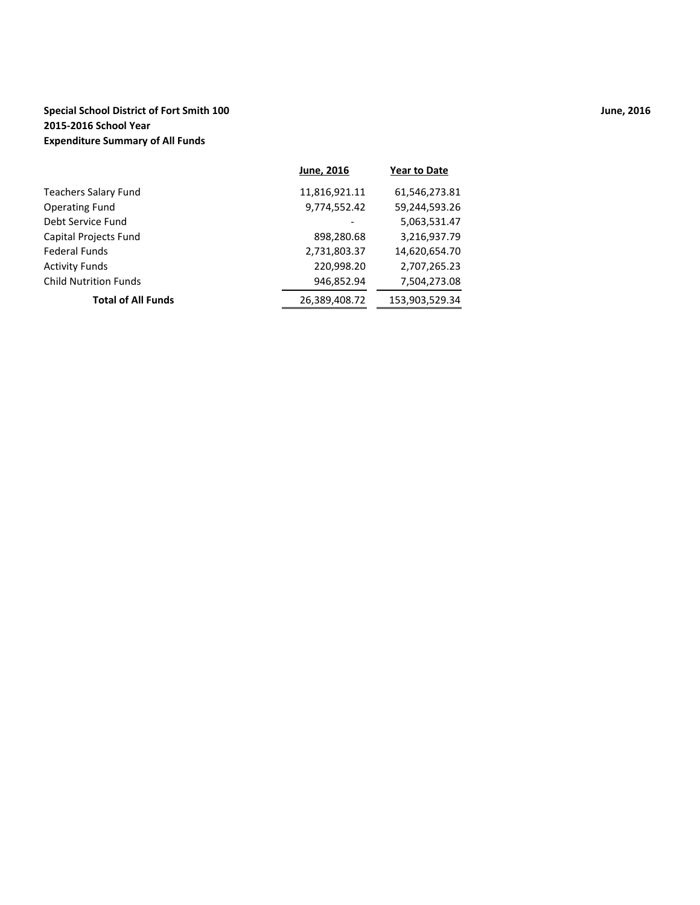**Special School District of Fort Smith 100** **June, 2016**

**2015-2016 School Year**

**Expenditure Summary of All Funds**

| | June, 2016 | Year to Date |
|---|---|---|
| Teachers Salary Fund | 11,816,921.11 | 61,546,273.81 |
| Operating Fund | 9,774,552.42 | 59,244,593.26 |
| Debt Service Fund | - | 5,063,531.47 |
| Capital Projects Fund | 898,280.68 | 3,216,937.79 |
| Federal Funds | 2,731,803.37 | 14,620,654.70 |
| Activity Funds | 220,998.20 | 2,707,265.23 |
| Child Nutrition Funds | 946,852.94 | 7,504,273.08 |
| **Total of All Funds** | 26,389,408.72 | 153,903,529.34 |